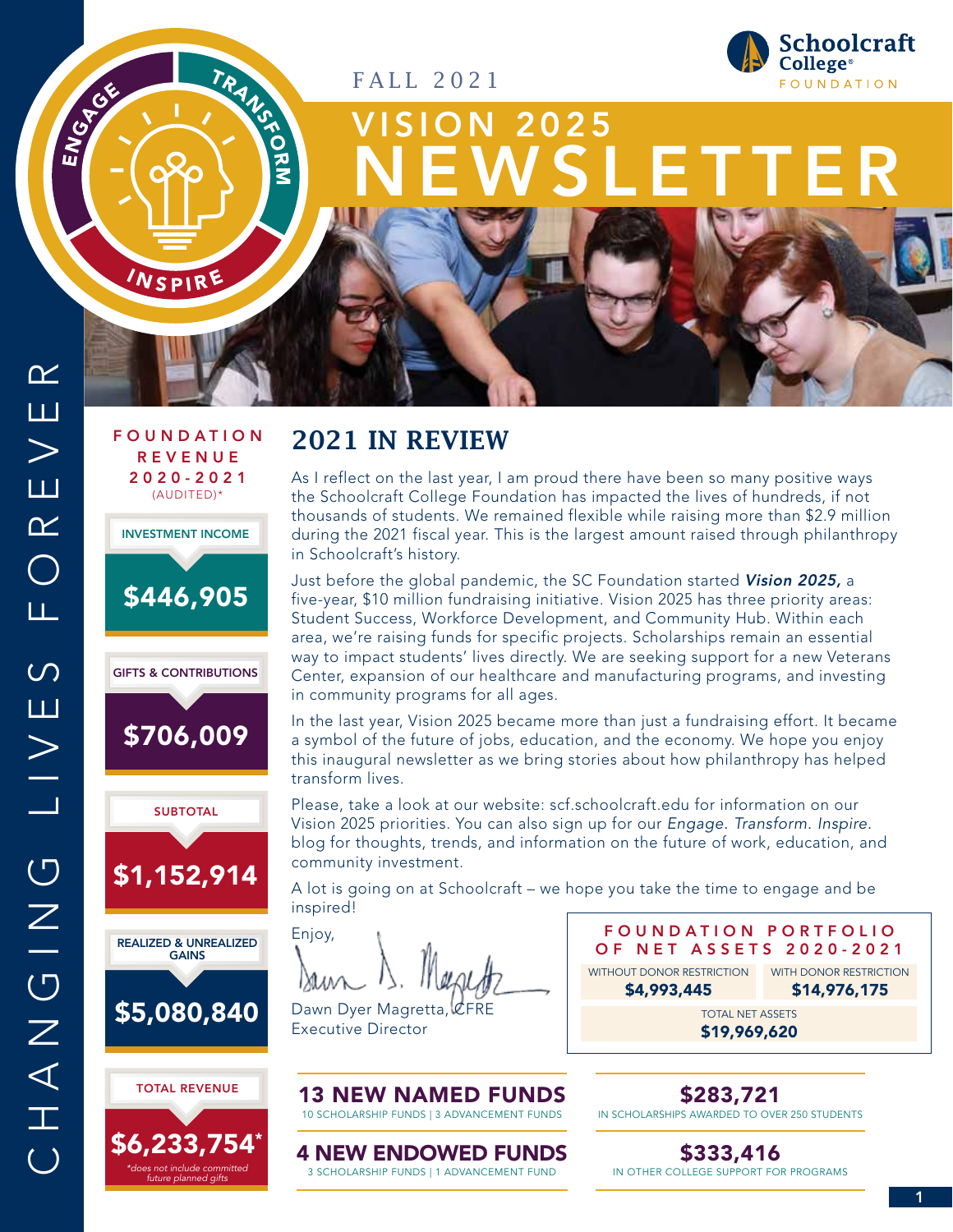FALL 2021

# VISION 2025 NEWSLETTER

Schoolcraft College® FOUNDATION

ENGAGE · TRANSFORM · INSPIRE

CHANGING LIVES FOREVER

## 2021 IN REVIEW

As I reflect on the last year, I am proud there have been so many positive ways the Schoolcraft College Foundation has impacted the lives of hundreds, if not thousands of students. We remained flexible while raising more than $2.9 million during the 2021 fiscal year. This is the largest amount raised through philanthropy in Schoolcraft's history.

Just before the global pandemic, the SC Foundation started ***Vision 2025,*** a five-year, $10 million fundraising initiative. Vision 2025 has three priority areas: Student Success, Workforce Development, and Community Hub. Within each area, we're raising funds for specific projects. Scholarships remain an essential way to impact students' lives directly. We are seeking support for a new Veterans Center, expansion of our healthcare and manufacturing programs, and investing in community programs for all ages.

In the last year, Vision 2025 became more than just a fundraising effort. It became a symbol of the future of jobs, education, and the economy. We hope you enjoy this inaugural newsletter as we bring stories about how philanthropy has helped transform lives.

Please, take a look at our website: scf.schoolcraft.edu for information on our Vision 2025 priorities. You can also sign up for our *Engage. Transform. Inspire.* blog for thoughts, trends, and information on the future of work, education, and community investment.

A lot is going on at Schoolcraft – we hope you take the time to engage and be inspired!

Enjoy,

Dawn Dyer Magretta, CFRE
Executive Director

### FOUNDATION REVENUE 2020-2021 (AUDITED)*

| Category | Amount |
|---|---|
| INVESTMENT INCOME | $446,905 |
| GIFTS & CONTRIBUTIONS | $706,009 |
| SUBTOTAL | $1,152,914 |
| REALIZED & UNREALIZED GAINS | $5,080,840 |
| TOTAL REVENUE | $6,233,754* |

*does not include committed future planned gifts

### FOUNDATION PORTFOLIO OF NET ASSETS 2020-2021

| WITHOUT DONOR RESTRICTION | WITH DONOR RESTRICTION |
|---|---|
| $4,993,445 | $14,976,175 |

TOTAL NET ASSETS **$19,969,620**

**13 NEW NAMED FUNDS**
10 SCHOLARSHIP FUNDS | 3 ADVANCEMENT FUNDS

**4 NEW ENDOWED FUNDS**
3 SCHOLARSHIP FUNDS | 1 ADVANCEMENT FUND

**$283,721**
IN SCHOLARSHIPS AWARDED TO OVER 250 STUDENTS

**$333,416**
IN OTHER COLLEGE SUPPORT FOR PROGRAMS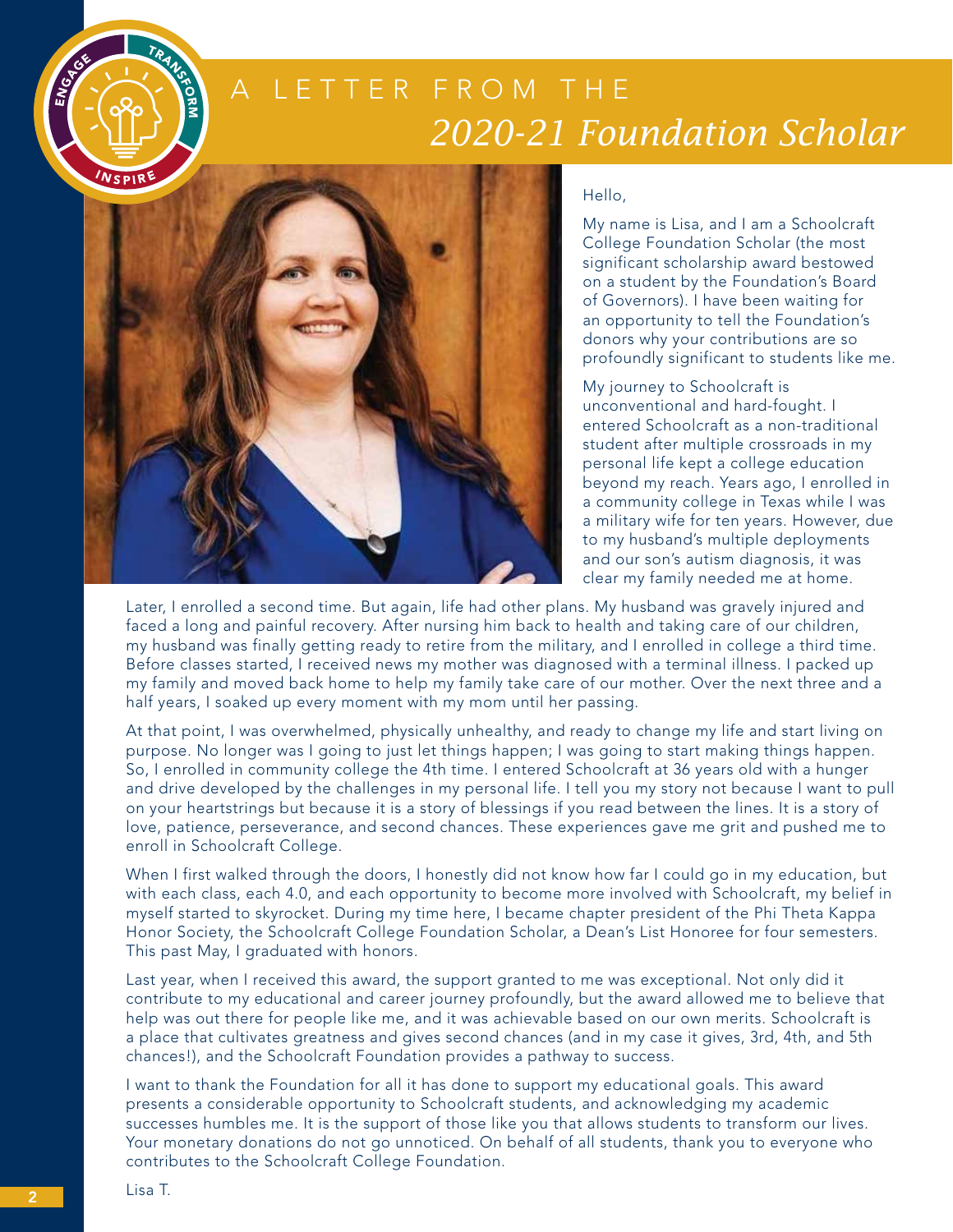# A LETTER FROM THE *2020-21 Foundation Scholar*

Hello,

My name is Lisa, and I am a Schoolcraft College Foundation Scholar (the most significant scholarship award bestowed on a student by the Foundation's Board of Governors). I have been waiting for an opportunity to tell the Foundation's donors why your contributions are so profoundly significant to students like me.

My journey to Schoolcraft is unconventional and hard-fought. I entered Schoolcraft as a non-traditional student after multiple crossroads in my personal life kept a college education beyond my reach. Years ago, I enrolled in a community college in Texas while I was a military wife for ten years. However, due to my husband's multiple deployments and our son's autism diagnosis, it was clear my family needed me at home.

Later, I enrolled a second time. But again, life had other plans. My husband was gravely injured and faced a long and painful recovery. After nursing him back to health and taking care of our children, my husband was finally getting ready to retire from the military, and I enrolled in college a third time. Before classes started, I received news my mother was diagnosed with a terminal illness. I packed up my family and moved back home to help my family take care of our mother. Over the next three and a half years, I soaked up every moment with my mom until her passing.

At that point, I was overwhelmed, physically unhealthy, and ready to change my life and start living on purpose. No longer was I going to just let things happen; I was going to start making things happen. So, I enrolled in community college the 4th time. I entered Schoolcraft at 36 years old with a hunger and drive developed by the challenges in my personal life. I tell you my story not because I want to pull on your heartstrings but because it is a story of blessings if you read between the lines. It is a story of love, patience, perseverance, and second chances. These experiences gave me grit and pushed me to enroll in Schoolcraft College.

When I first walked through the doors, I honestly did not know how far I could go in my education, but with each class, each 4.0, and each opportunity to become more involved with Schoolcraft, my belief in myself started to skyrocket. During my time here, I became chapter president of the Phi Theta Kappa Honor Society, the Schoolcraft College Foundation Scholar, a Dean's List Honoree for four semesters. This past May, I graduated with honors.

Last year, when I received this award, the support granted to me was exceptional. Not only did it contribute to my educational and career journey profoundly, but the award allowed me to believe that help was out there for people like me, and it was achievable based on our own merits. Schoolcraft is a place that cultivates greatness and gives second chances (and in my case it gives, 3rd, 4th, and 5th chances!), and the Schoolcraft Foundation provides a pathway to success.

I want to thank the Foundation for all it has done to support my educational goals. This award presents a considerable opportunity to Schoolcraft students, and acknowledging my academic successes humbles me. It is the support of those like you that allows students to transform our lives. Your monetary donations do not go unnoticed. On behalf of all students, thank you to everyone who contributes to the Schoolcraft College Foundation.

Lisa T.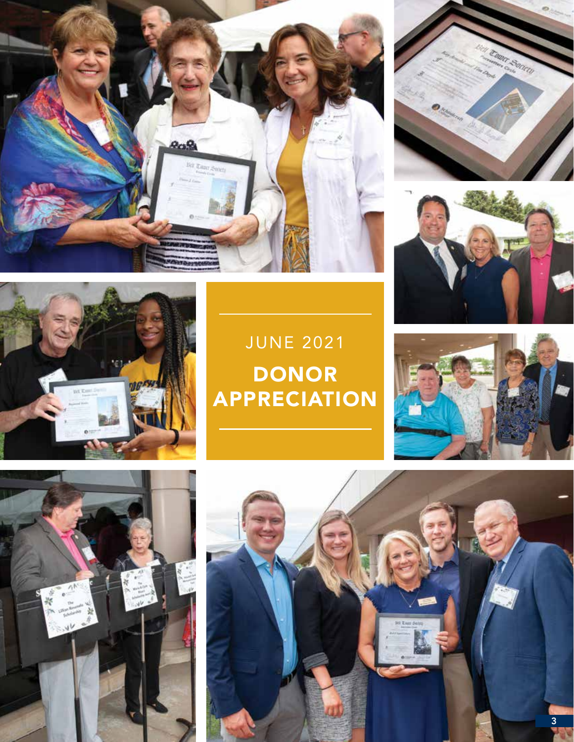JUNE 2021

# DONOR APPRECIATION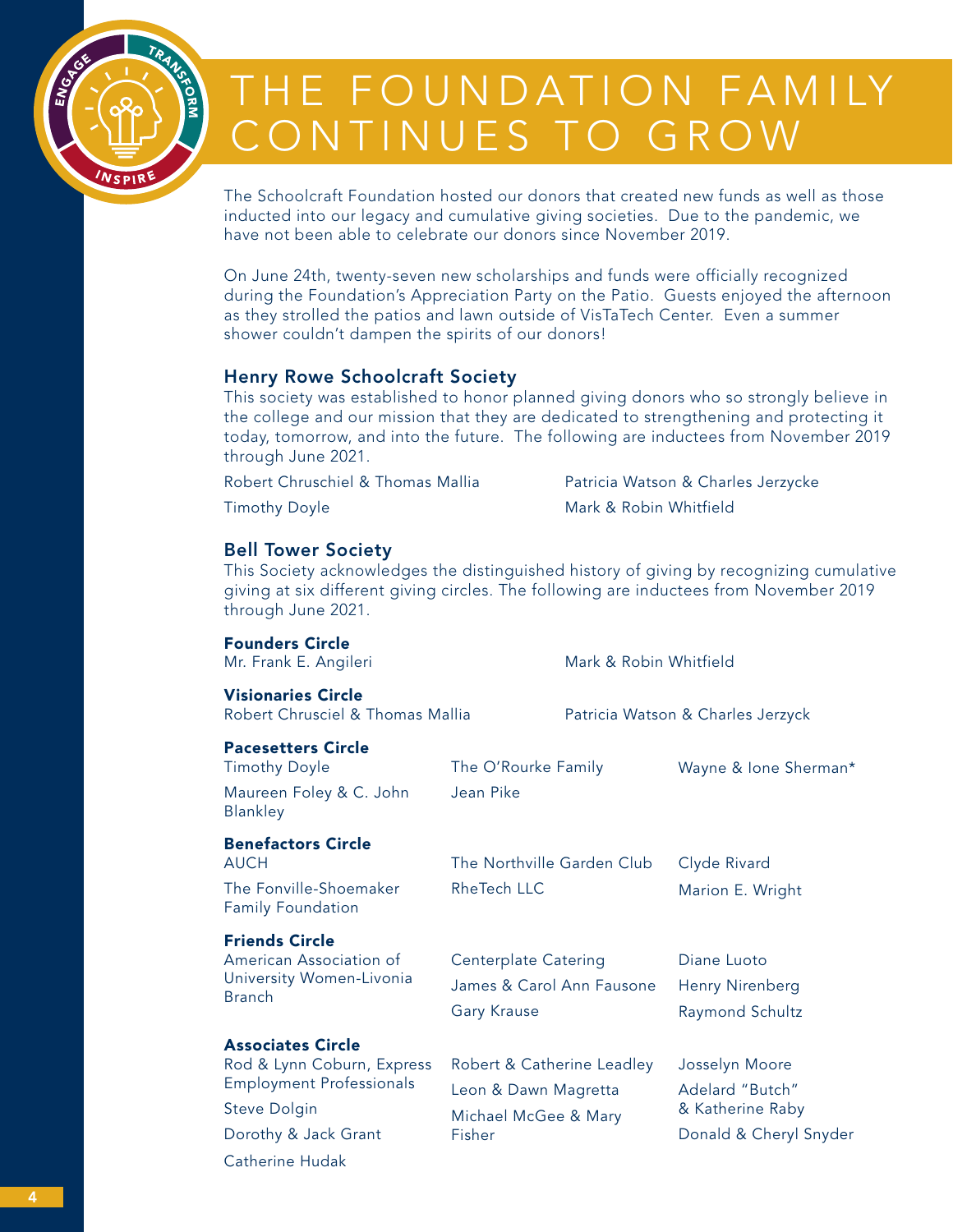# THE FOUNDATION FAMILY CONTINUES TO GROW

The Schoolcraft Foundation hosted our donors that created new funds as well as those inducted into our legacy and cumulative giving societies. Due to the pandemic, we have not been able to celebrate our donors since November 2019.

On June 24th, twenty-seven new scholarships and funds were officially recognized during the Foundation's Appreciation Party on the Patio. Guests enjoyed the afternoon as they strolled the patios and lawn outside of VisTaTech Center. Even a summer shower couldn't dampen the spirits of our donors!

## Henry Rowe Schoolcraft Society

This society was established to honor planned giving donors who so strongly believe in the college and our mission that they are dedicated to strengthening and protecting it today, tomorrow, and into the future. The following are inductees from November 2019 through June 2021.

Robert Chruschiel & Thomas Mallia
Timothy Doyle
Patricia Watson & Charles Jerzycke
Mark & Robin Whitfield

## Bell Tower Society

This Society acknowledges the distinguished history of giving by recognizing cumulative giving at six different giving circles. The following are inductees from November 2019 through June 2021.

### Founders Circle

Mr. Frank E. Angileri
Mark & Robin Whitfield

### Visionaries Circle

Robert Chrusciel & Thomas Mallia
Patricia Watson & Charles Jerzyck

### Pacesetters Circle

Timothy Doyle
Maureen Foley & C. John Blankley
The O'Rourke Family
Jean Pike
Wayne & Ione Sherman*

### Benefactors Circle

AUCH
The Fonville-Shoemaker Family Foundation
The Northville Garden Club
RheTech LLC
Clyde Rivard
Marion E. Wright

### Friends Circle

American Association of University Women-Livonia Branch
Centerplate Catering
James & Carol Ann Fausone
Gary Krause
Diane Luoto
Henry Nirenberg
Raymond Schultz

### Associates Circle

Rod & Lynn Coburn, Express Employment Professionals
Steve Dolgin
Dorothy & Jack Grant
Catherine Hudak
Robert & Catherine Leadley
Leon & Dawn Magretta
Michael McGee & Mary Fisher
Josselyn Moore
Adelard "Butch" & Katherine Raby
Donald & Cheryl Snyder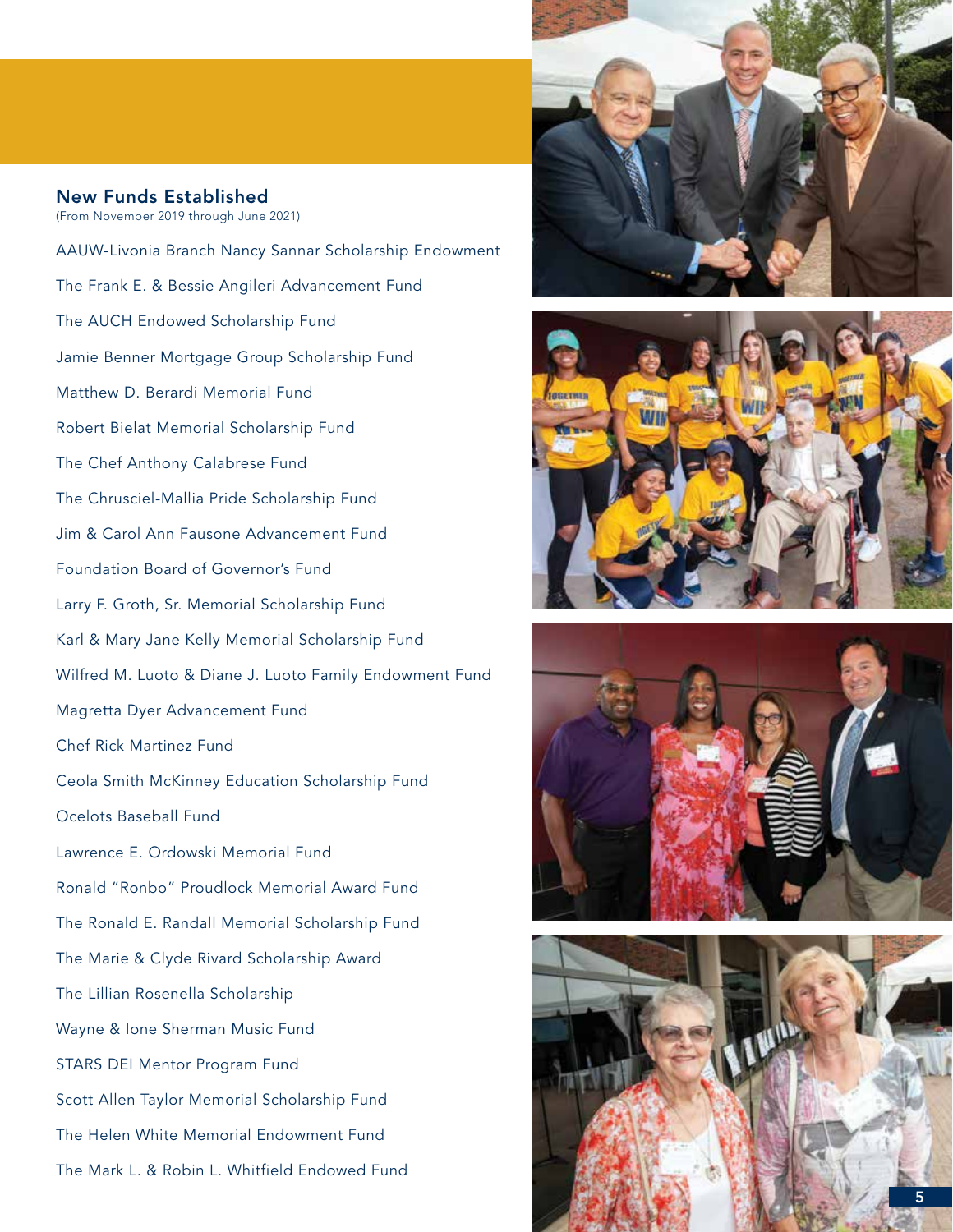## New Funds Established

(From November 2019 through June 2021)

AAUW-Livonia Branch Nancy Sannar Scholarship Endowment

The Frank E. & Bessie Angileri Advancement Fund

The AUCH Endowed Scholarship Fund

Jamie Benner Mortgage Group Scholarship Fund

Matthew D. Berardi Memorial Fund

Robert Bielat Memorial Scholarship Fund

The Chef Anthony Calabrese Fund

The Chrusciel-Mallia Pride Scholarship Fund

Jim & Carol Ann Fausone Advancement Fund

Foundation Board of Governor's Fund

Larry F. Groth, Sr. Memorial Scholarship Fund

Karl & Mary Jane Kelly Memorial Scholarship Fund

Wilfred M. Luoto & Diane J. Luoto Family Endowment Fund

Magretta Dyer Advancement Fund

Chef Rick Martinez Fund

Ceola Smith McKinney Education Scholarship Fund

Ocelots Baseball Fund

Lawrence E. Ordowski Memorial Fund

Ronald "Ronbo" Proudlock Memorial Award Fund

The Ronald E. Randall Memorial Scholarship Fund

The Marie & Clyde Rivard Scholarship Award

The Lillian Rosenella Scholarship

Wayne & Ione Sherman Music Fund

STARS DEI Mentor Program Fund

Scott Allen Taylor Memorial Scholarship Fund

The Helen White Memorial Endowment Fund

The Mark L. & Robin L. Whitfield Endowed Fund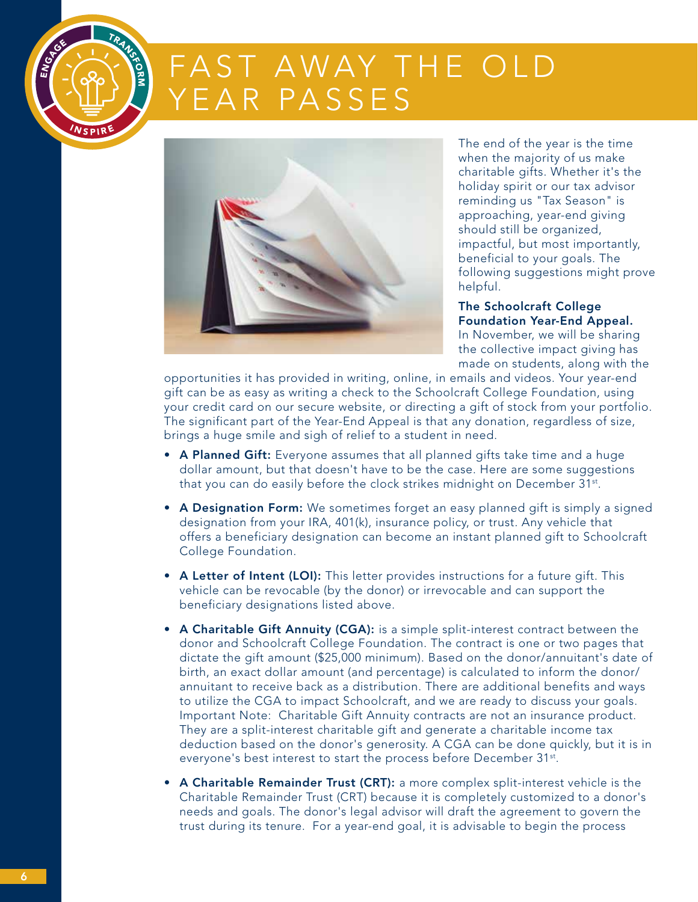# FAST AWAY THE OLD YEAR PASSES

The end of the year is the time when the majority of us make charitable gifts. Whether it's the holiday spirit or our tax advisor reminding us "Tax Season" is approaching, year-end giving should still be organized, impactful, but most importantly, beneficial to your goals. The following suggestions might prove helpful.

**The Schoolcraft College Foundation Year-End Appeal.** In November, we will be sharing the collective impact giving has made on students, along with the opportunities it has provided in writing, online, in emails and videos. Your year-end gift can be as easy as writing a check to the Schoolcraft College Foundation, using your credit card on our secure website, or directing a gift of stock from your portfolio. The significant part of the Year-End Appeal is that any donation, regardless of size, brings a huge smile and sigh of relief to a student in need.

- **A Planned Gift:** Everyone assumes that all planned gifts take time and a huge dollar amount, but that doesn't have to be the case. Here are some suggestions that you can do easily before the clock strikes midnight on December 31st.
- **A Designation Form:** We sometimes forget an easy planned gift is simply a signed designation from your IRA, 401(k), insurance policy, or trust. Any vehicle that offers a beneficiary designation can become an instant planned gift to Schoolcraft College Foundation.
- **A Letter of Intent (LOI):** This letter provides instructions for a future gift. This vehicle can be revocable (by the donor) or irrevocable and can support the beneficiary designations listed above.
- **A Charitable Gift Annuity (CGA):** is a simple split-interest contract between the donor and Schoolcraft College Foundation. The contract is one or two pages that dictate the gift amount ($25,000 minimum). Based on the donor/annuitant's date of birth, an exact dollar amount (and percentage) is calculated to inform the donor/annuitant to receive back as a distribution. There are additional benefits and ways to utilize the CGA to impact Schoolcraft, and we are ready to discuss your goals. Important Note: Charitable Gift Annuity contracts are not an insurance product. They are a split-interest charitable gift and generate a charitable income tax deduction based on the donor's generosity. A CGA can be done quickly, but it is in everyone's best interest to start the process before December 31st.
- **A Charitable Remainder Trust (CRT):** a more complex split-interest vehicle is the Charitable Remainder Trust (CRT) because it is completely customized to a donor's needs and goals. The donor's legal advisor will draft the agreement to govern the trust during its tenure. For a year-end goal, it is advisable to begin the process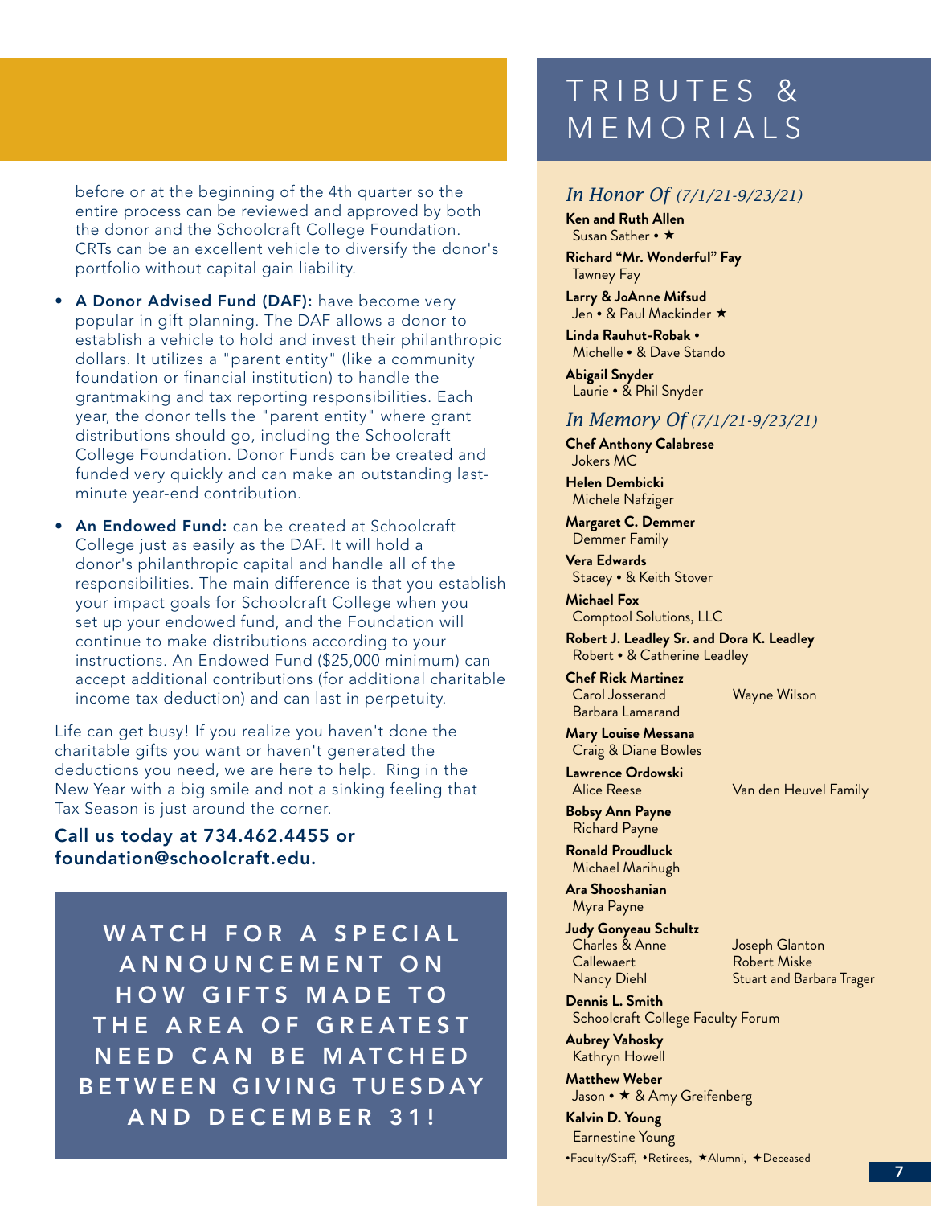before or at the beginning of the 4th quarter so the entire process can be reviewed and approved by both the donor and the Schoolcraft College Foundation. CRTs can be an excellent vehicle to diversify the donor's portfolio without capital gain liability.

- **A Donor Advised Fund (DAF):** have become very popular in gift planning. The DAF allows a donor to establish a vehicle to hold and invest their philanthropic dollars. It utilizes a "parent entity" (like a community foundation or financial institution) to handle the grantmaking and tax reporting responsibilities. Each year, the donor tells the "parent entity" where grant distributions should go, including the Schoolcraft College Foundation. Donor Funds can be created and funded very quickly and can make an outstanding last-minute year-end contribution.
- **An Endowed Fund:** can be created at Schoolcraft College just as easily as the DAF. It will hold a donor's philanthropic capital and handle all of the responsibilities. The main difference is that you establish your impact goals for Schoolcraft College when you set up your endowed fund, and the Foundation will continue to make distributions according to your instructions. An Endowed Fund ($25,000 minimum) can accept additional contributions (for additional charitable income tax deduction) and can last in perpetuity.

Life can get busy! If you realize you haven't done the charitable gifts you want or haven't generated the deductions you need, we are here to help. Ring in the New Year with a big smile and not a sinking feeling that Tax Season is just around the corner.

**Call us today at 734.462.4455 or foundation@schoolcraft.edu.**

**WATCH FOR A SPECIAL ANNOUNCEMENT ON HOW GIFTS MADE TO THE AREA OF GREATEST NEED CAN BE MATCHED BETWEEN GIVING TUESDAY AND DECEMBER 31!**

# TRIBUTES & MEMORIALS

## *In Honor Of (7/1/21-9/23/21)*

**Ken and Ruth Allen**
Susan Sather • ★

**Richard "Mr. Wonderful" Fay**
Tawney Fay

**Larry & JoAnne Mifsud**
Jen • & Paul Mackinder ★

**Linda Rauhut-Robak •**
Michelle • & Dave Stando

**Abigail Snyder**
Laurie • & Phil Snyder

## *In Memory Of (7/1/21-9/23/21)*

**Chef Anthony Calabrese**
Jokers MC

**Helen Dembicki**
Michele Nafziger

**Margaret C. Demmer**
Demmer Family

**Vera Edwards**
Stacey • & Keith Stover

**Michael Fox**
Comptool Solutions, LLC

**Robert J. Leadley Sr. and Dora K. Leadley**
Robert • & Catherine Leadley

**Chef Rick Martinez**
Carol Josserand
Barbara Lamarand
Wayne Wilson

**Mary Louise Messana**
Craig & Diane Bowles

**Lawrence Ordowski**
Alice Reese
Van den Heuvel Family

**Bobsy Ann Payne**
Richard Payne

**Ronald Proudluck**
Michael Marihugh

**Ara Shooshanian**
Myra Payne

**Judy Gonyeau Schultz**
Charles & Anne Callewaert
Nancy Diehl
Joseph Glanton
Robert Miske
Stuart and Barbara Trager

**Dennis L. Smith**
Schoolcraft College Faculty Forum

**Aubrey Vahosky**
Kathryn Howell

**Matthew Weber**
Jason • ★ & Amy Greifenberg

**Kalvin D. Young**
Earnestine Young

•Faculty/Staff, •Retirees, ★Alumni, ✦Deceased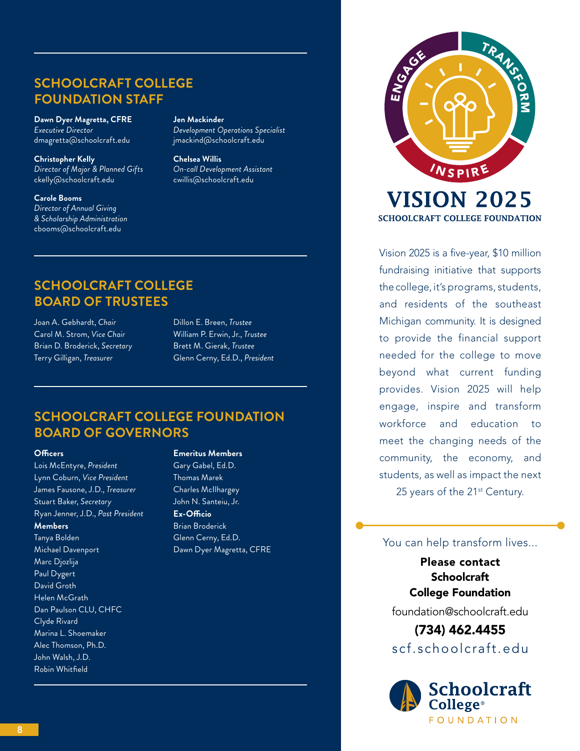## SCHOOLCRAFT COLLEGE FOUNDATION STAFF

**Dawn Dyer Magretta, CFRE**
*Executive Director*
dmagretta@schoolcraft.edu

**Christopher Kelly**
*Director of Major & Planned Gifts*
ckelly@schoolcraft.edu

**Carole Booms**
*Director of Annual Giving & Scholarship Administration*
cbooms@schoolcraft.edu

**Jen Mackinder**
*Development Operations Specialist*
jmackind@schoolcraft.edu

**Chelsea Willis**
*On-call Development Assistant*
cwillis@schoolcraft.edu

## SCHOOLCRAFT COLLEGE BOARD OF TRUSTEES

Joan A. Gebhardt, *Chair*
Carol M. Strom, *Vice Chair*
Brian D. Broderick, *Secretary*
Terry Gilligan, *Treasurer*
Dillon E. Breen, *Trustee*
William P. Erwin, Jr., *Trustee*
Brett M. Gierak, *Trustee*
Glenn Cerny, Ed.D., *President*

## SCHOOLCRAFT COLLEGE FOUNDATION BOARD OF GOVERNORS

**Officers**
Lois McEntyre, *President*
Lynn Coburn, *Vice President*
James Fausone, J.D., *Treasurer*
Stuart Baker, *Secretary*
Ryan Jenner, J.D., *Past President*

**Members**
Tanya Bolden
Michael Davenport
Marc Djozlija
Paul Dygert
David Groth
Helen McGrath
Dan Paulson CLU, CHFC
Clyde Rivard
Marina L. Shoemaker
Alec Thomson, Ph.D.
John Walsh, J.D.
Robin Whitfield

**Emeritus Members**
Gary Gabel, Ed.D.
Thomas Marek
Charles McIlhargey
John N. Santeiu, Jr.

**Ex-Officio**
Brian Broderick
Glenn Cerny, Ed.D.
Dawn Dyer Magretta, CFRE

ENGAGE · TRANSFORM · INSPIRE

## VISION 2025
SCHOOLCRAFT COLLEGE FOUNDATION

Vision 2025 is a five-year, $10 million fundraising initiative that supports the college, it's programs, students, and residents of the southeast Michigan community. It is designed to provide the financial support needed for the college to move beyond what current funding provides. Vision 2025 will help engage, inspire and transform workforce and education to meet the changing needs of the community, the economy, and students, as well as impact the next 25 years of the 21st Century.

You can help transform lives...

**Please contact Schoolcraft College Foundation**

foundation@schoolcraft.edu

**(734) 462.4455**

scf.schoolcraft.edu

Schoolcraft College® FOUNDATION